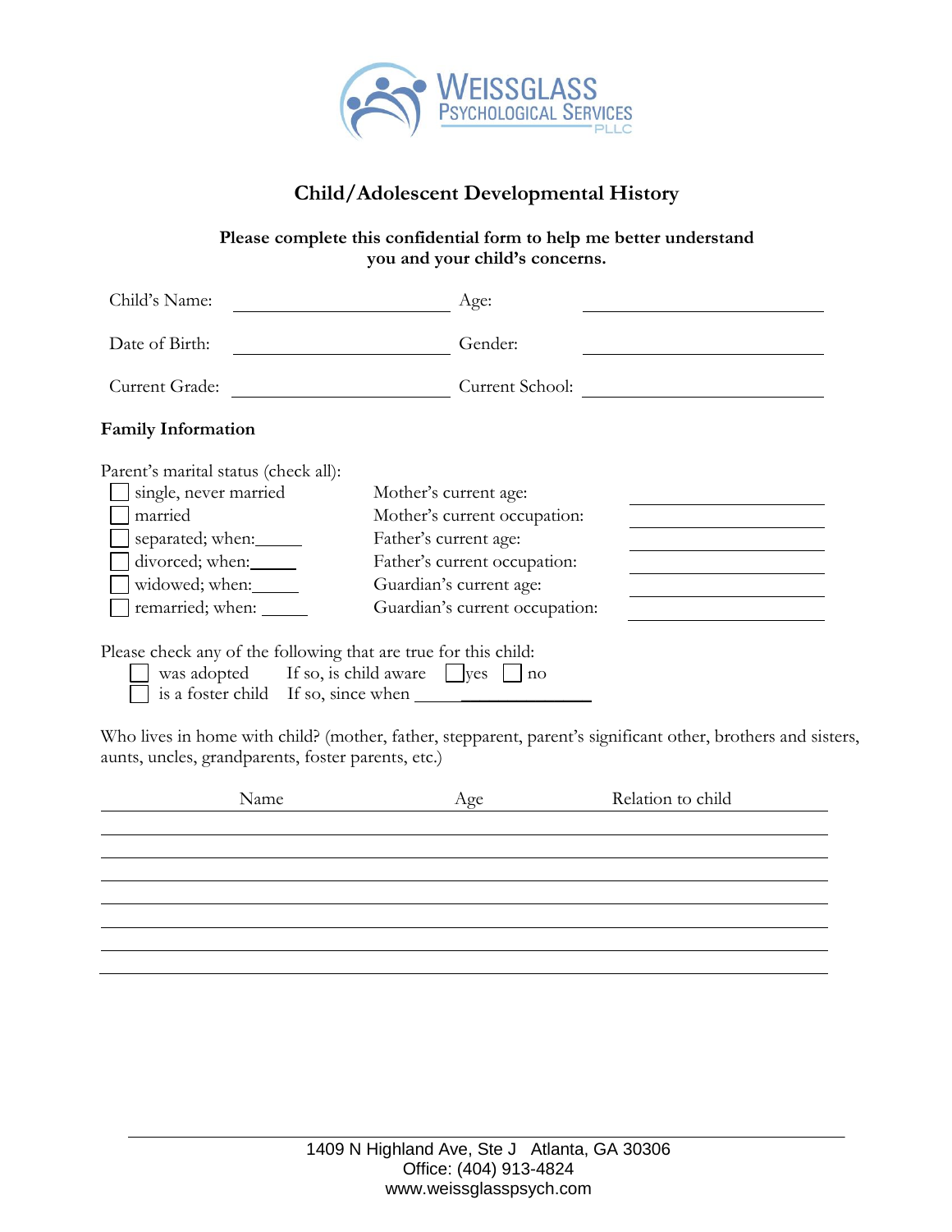WEISSGLASS PSYCHOLOGICAL SERVICES PLLC

# Child/Adolescent Developmental History

**Please complete this confidential form to help me better understand you and your child's concerns.**

Child's Name: ____________________ Age: ____________________

Date of Birth: ____________________ Gender: ____________________

Current Grade: ____________________ Current School: ____________________

## Family Information

Parent's marital status (check all):

- ☐ single, never married
- ☐ married
- ☐ separated; when:_____
- ☐ divorced; when:_____
- ☐ widowed; when:_____
- ☐ remarried; when: _____

Mother's current age: ____________________

Mother's current occupation: ____________________

Father's current age: ____________________

Father's current occupation: ____________________

Guardian's current age: ____________________

Guardian's current occupation: ____________________

Please check any of the following that are true for this child:

- ☐ was adopted  If so, is child aware ☐ yes ☐ no
- ☐ is a foster child  If so, since when ____________________

Who lives in home with child? (mother, father, stepparent, parent's significant other, brothers and sisters, aunts, uncles, grandparents, foster parents, etc.)

| Name | Age | Relation to child |
|---|---|---|
| | | |
| | | |
| | | |
| | | |
| | | |
| | | |
| | | |

1409 N Highland Ave, Ste J Atlanta, GA 30306
Office: (404) 913-4824
www.weissglasspsych.com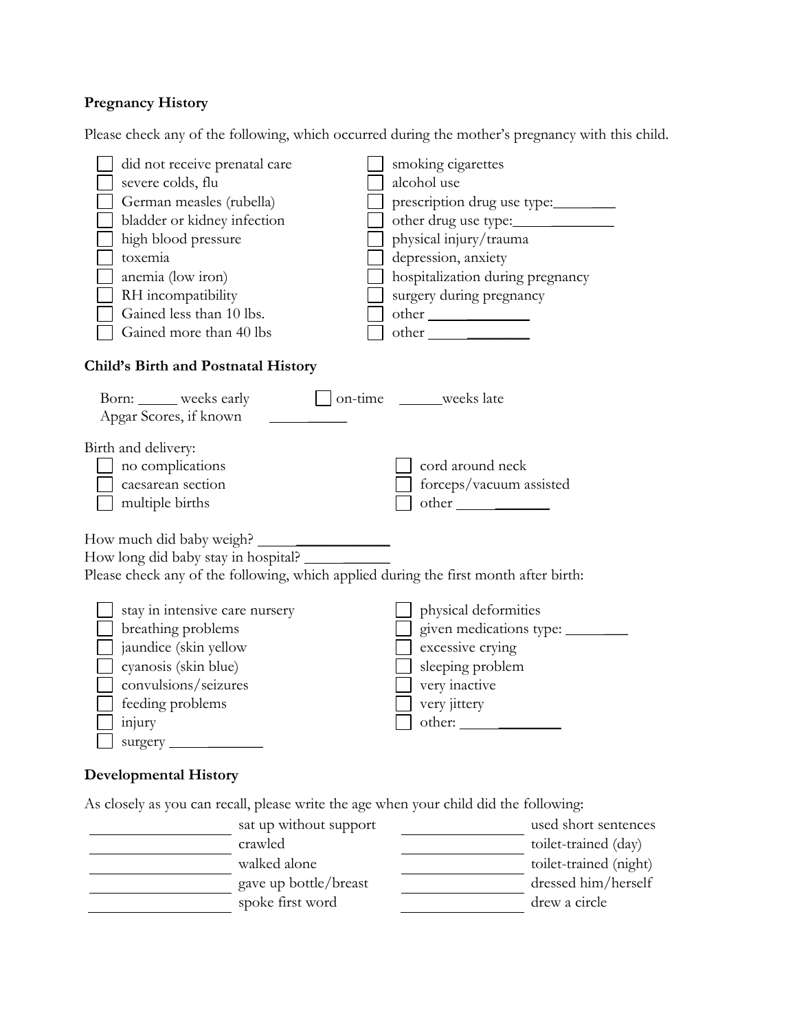**Pregnancy History**

Please check any of the following, which occurred during the mother's pregnancy with this child.

- [ ] did not receive prenatal care
- [ ] severe colds, flu
- [ ] German measles (rubella)
- [ ] bladder or kidney infection
- [ ] high blood pressure
- [ ] toxemia
- [ ] anemia (low iron)
- [ ] RH incompatibility
- [ ] Gained less than 10 lbs.
- [ ] Gained more than 40 lbs
- [ ] smoking cigarettes
- [ ] alcohol use
- [ ] prescription drug use type:____________
- [ ] other drug use type:________________
- [ ] physical injury/trauma
- [ ] depression, anxiety
- [ ] hospitalization during pregnancy
- [ ] surgery during pregnancy
- [ ] other ______________
- [ ] other ______________

**Child's Birth and Postnatal History**

Born: _____ weeks early [ ] on-time ______weeks late

Apgar Scores, if known __________

Birth and delivery:

- [ ] no complications
- [ ] caesarean section
- [ ] multiple births
- [ ] cord around neck
- [ ] forceps/vacuum assisted
- [ ] other ____________

How much did baby weigh? _________________

How long did baby stay in hospital? ____________

Please check any of the following, which applied during the first month after birth:

- [ ] stay in intensive care nursery
- [ ] breathing problems
- [ ] jaundice (skin yellow
- [ ] cyanosis (skin blue)
- [ ] convulsions/seizures
- [ ] feeding problems
- [ ] injury
- [ ] surgery ____________
- [ ] physical deformities
- [ ] given medications type: ________
- [ ] excessive crying
- [ ] sleeping problem
- [ ] very inactive
- [ ] very jittery
- [ ] other: ____________

**Developmental History**

As closely as you can recall, please write the age when your child did the following:

| | | | |
|---|---|---|---|
| __________ | sat up without support | __________ | used short sentences |
| __________ | crawled | __________ | toilet-trained (day) |
| __________ | walked alone | __________ | toilet-trained (night) |
| __________ | gave up bottle/breast | __________ | dressed him/herself |
| __________ | spoke first word | __________ | drew a circle |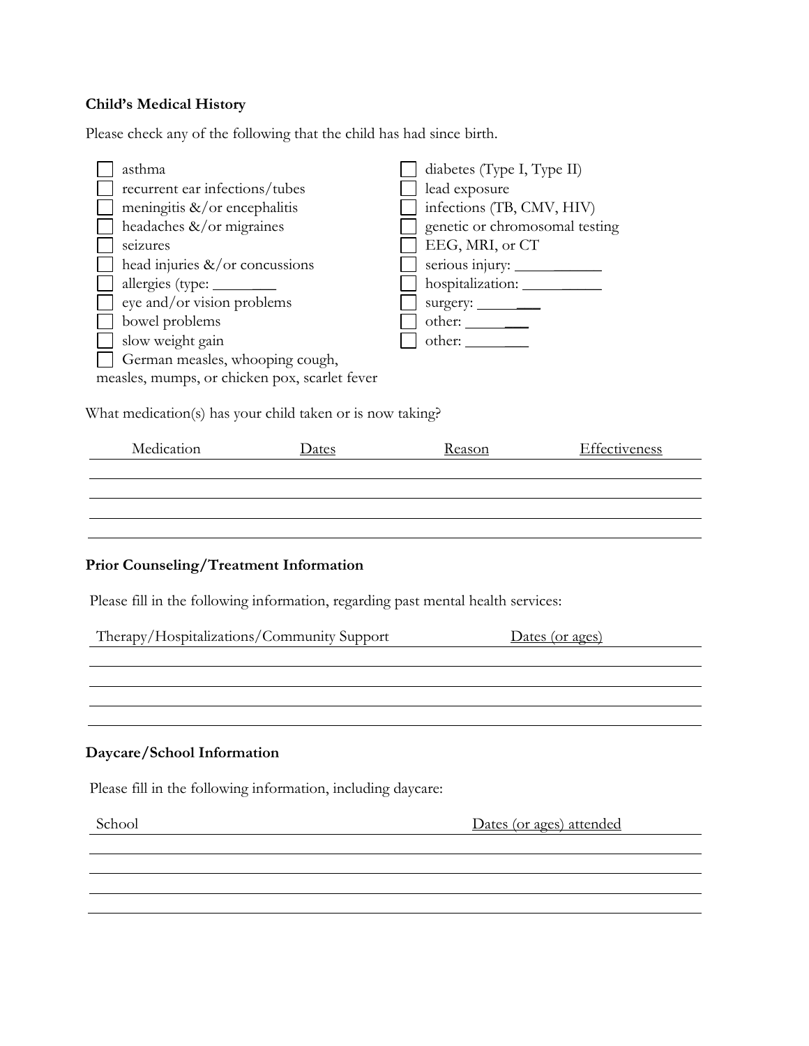**Child's Medical History**

Please check any of the following that the child has had since birth.

- [ ] asthma
- [ ] recurrent ear infections/tubes
- [ ] meningitis &/or encephalitis
- [ ] headaches &/or migraines
- [ ] seizures
- [ ] head injuries &/or concussions
- [ ] allergies (type: ________
- [ ] eye and/or vision problems
- [ ] bowel problems
- [ ] slow weight gain
- [ ] German measles, whooping cough, measles, mumps, or chicken pox, scarlet fever
- [ ] diabetes (Type I, Type II)
- [ ] lead exposure
- [ ] infections (TB, CMV, HIV)
- [ ] genetic or chromosomal testing
- [ ] EEG, MRI, or CT
- [ ] serious injury: ____________
- [ ] hospitalization: ___________
- [ ] surgery: ________
- [ ] other: ________
- [ ] other: ________

What medication(s) has your child taken or is now taking?

| Medication | Dates | Reason | Effectiveness |
| --- | --- | --- | --- |
| | | | |
| | | | |
| | | | |
| | | | |

**Prior Counseling/Treatment Information**

Please fill in the following information, regarding past mental health services:

| Therapy/Hospitalizations/Community Support | Dates (or ages) |
| --- | --- |
| | |
| | |
| | |
| | |

**Daycare/School Information**

Please fill in the following information, including daycare:

| School | Dates (or ages) attended |
| --- | --- |
| | |
| | |
| | |
| | |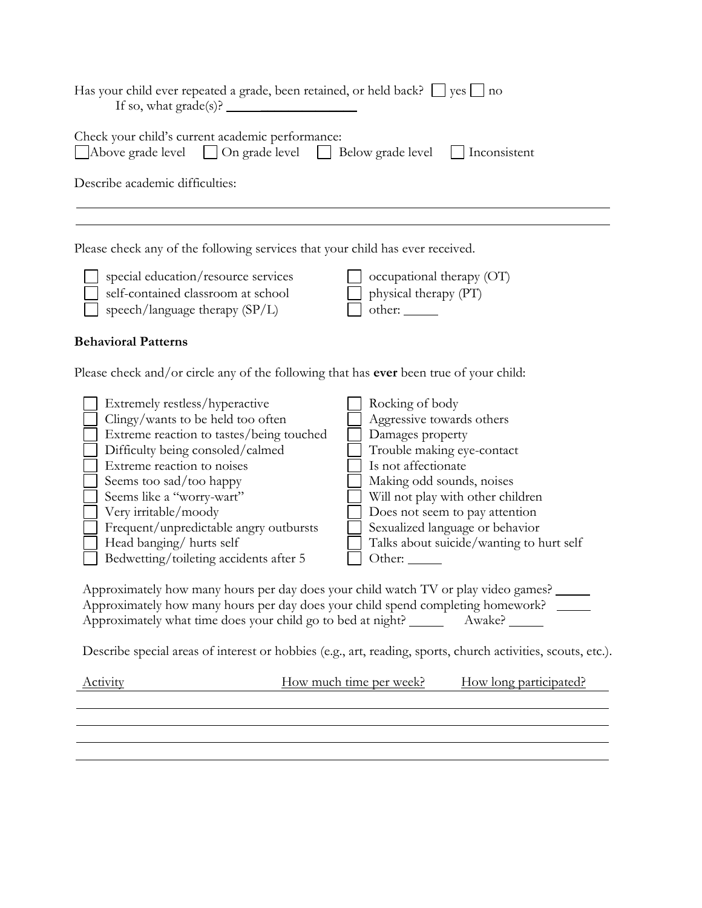Has your child ever repeated a grade, been retained, or held back? ☐ yes ☐ no
If so, what grade(s)? ____________________

Check your child's current academic performance:
☐ Above grade level ☐ On grade level ☐ Below grade level ☐ Inconsistent

Describe academic difficulties:

______________________________________________________________________________

______________________________________________________________________________

Please check any of the following services that your child has ever received.

- ☐ special education/resource services
- ☐ self-contained classroom at school
- ☐ speech/language therapy (SP/L)
- ☐ occupational therapy (OT)
- ☐ physical therapy (PT)
- ☐ other: _____

**Behavioral Patterns**

Please check and/or circle any of the following that has **ever** been true of your child:

- ☐ Extremely restless/hyperactive
- ☐ Clingy/wants to be held too often
- ☐ Extreme reaction to tastes/being touched
- ☐ Difficulty being consoled/calmed
- ☐ Extreme reaction to noises
- ☐ Seems too sad/too happy
- ☐ Seems like a "worry-wart"
- ☐ Very irritable/moody
- ☐ Frequent/unpredictable angry outbursts
- ☐ Head banging/ hurts self
- ☐ Bedwetting/toileting accidents after 5
- ☐ Rocking of body
- ☐ Aggressive towards others
- ☐ Damages property
- ☐ Trouble making eye-contact
- ☐ Is not affectionate
- ☐ Making odd sounds, noises
- ☐ Will not play with other children
- ☐ Does not seem to pay attention
- ☐ Sexualized language or behavior
- ☐ Talks about suicide/wanting to hurt self
- ☐ Other: _____

Approximately how many hours per day does your child watch TV or play video games? _____
Approximately how many hours per day does your child spend completing homework? _____
Approximately what time does your child go to bed at night? _____ Awake? _____

Describe special areas of interest or hobbies (e.g., art, reading, sports, church activities, scouts, etc.).

| Activity | How much time per week? | How long participated? |
|---|---|---|
| | | |
| | | |
| | | |
| | | |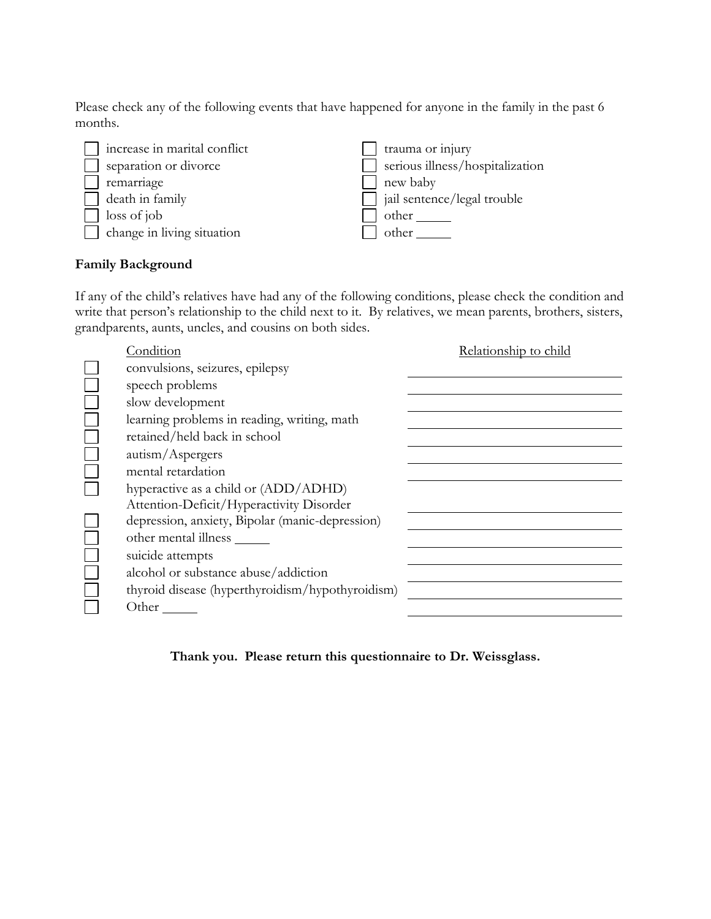Please check any of the following events that have happened for anyone in the family in the past 6 months.

| | |
|---|---|
| ☐ increase in marital conflict | ☐ trauma or injury |
| ☐ separation or divorce | ☐ serious illness/hospitalization |
| ☐ remarriage | ☐ new baby |
| ☐ death in family | ☐ jail sentence/legal trouble |
| ☐ loss of job | ☐ other _____ |
| ☐ change in living situation | ☐ other _____ |

**Family Background**

If any of the child's relatives have had any of the following conditions, please check the condition and write that person's relationship to the child next to it. By relatives, we mean parents, brothers, sisters, grandparents, aunts, uncles, and cousins on both sides.

| | Condition | Relationship to child |
|---|---|---|
| ☐ | convulsions, seizures, epilepsy | ____________ |
| ☐ | speech problems | ____________ |
| ☐ | slow development | ____________ |
| ☐ | learning problems in reading, writing, math | ____________ |
| ☐ | retained/held back in school | ____________ |
| ☐ | autism/Aspergers | ____________ |
| ☐ | mental retardation | ____________ |
| ☐ | hyperactive as a child or (ADD/ADHD) Attention-Deficit/Hyperactivity Disorder | ____________ |
| ☐ | depression, anxiety, Bipolar (manic-depression) | ____________ |
| ☐ | other mental illness _____ | ____________ |
| ☐ | suicide attempts | ____________ |
| ☐ | alcohol or substance abuse/addiction | ____________ |
| ☐ | thyroid disease (hyperthyroidism/hypothyroidism) | ____________ |
| ☐ | Other _____ | ____________ |

**Thank you. Please return this questionnaire to Dr. Weissglass.**